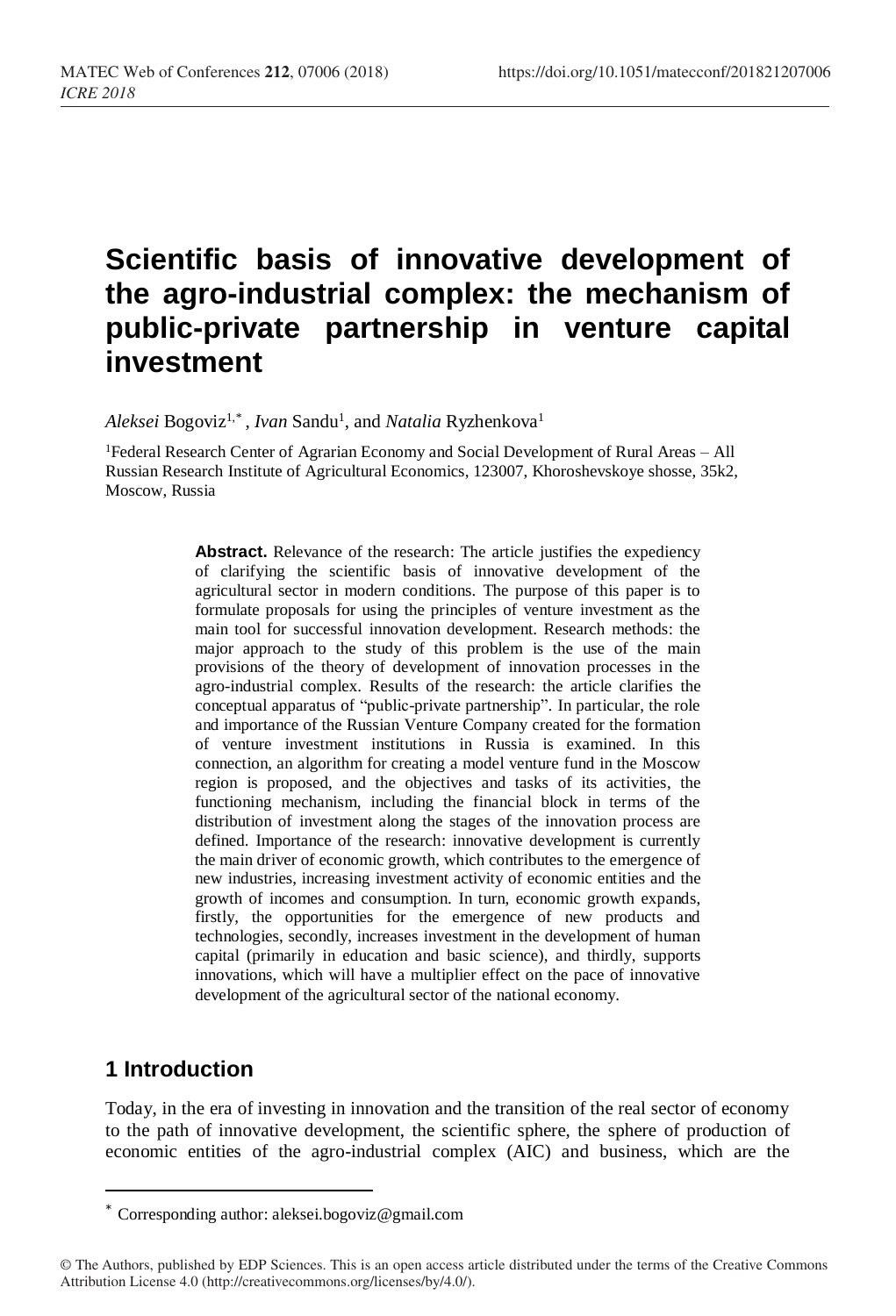# Scientific basis of innovative development of the agro-industrial complex: the mechanism of public-private partnership in venture capital investment

*Aleksei* Bogoviz[1,*], *Ivan* Sandu[1], and *Natalia* Ryzhenkova[1]

[1]Federal Research Center of Agrarian Economy and Social Development of Rural Areas – All Russian Research Institute of Agricultural Economics, 123007, Khoroshevskoye shosse, 35k2, Moscow, Russia

**Abstract.** Relevance of the research: The article justifies the expediency of clarifying the scientific basis of innovative development of the agricultural sector in modern conditions. The purpose of this paper is to formulate proposals for using the principles of venture investment as the main tool for successful innovation development. Research methods: the major approach to the study of this problem is the use of the main provisions of the theory of development of innovation processes in the agro-industrial complex. Results of the research: the article clarifies the conceptual apparatus of "public-private partnership". In particular, the role and importance of the Russian Venture Company created for the formation of venture investment institutions in Russia is examined. In this connection, an algorithm for creating a model venture fund in the Moscow region is proposed, and the objectives and tasks of its activities, the functioning mechanism, including the financial block in terms of the distribution of investment along the stages of the innovation process are defined. Importance of the research: innovative development is currently the main driver of economic growth, which contributes to the emergence of new industries, increasing investment activity of economic entities and the growth of incomes and consumption. In turn, economic growth expands, firstly, the opportunities for the emergence of new products and technologies, secondly, increases investment in the development of human capital (primarily in education and basic science), and thirdly, supports innovations, which will have a multiplier effect on the pace of innovative development of the agricultural sector of the national economy.

## 1 Introduction

Today, in the era of investing in innovation and the transition of the real sector of economy to the path of innovative development, the scientific sphere, the sphere of production of economic entities of the agro-industrial complex (AIC) and business, which are the

* Corresponding author: aleksei.bogoviz@gmail.com

© The Authors, published by EDP Sciences. This is an open access article distributed under the terms of the Creative Commons Attribution License 4.0 (http://creativecommons.org/licenses/by/4.0/).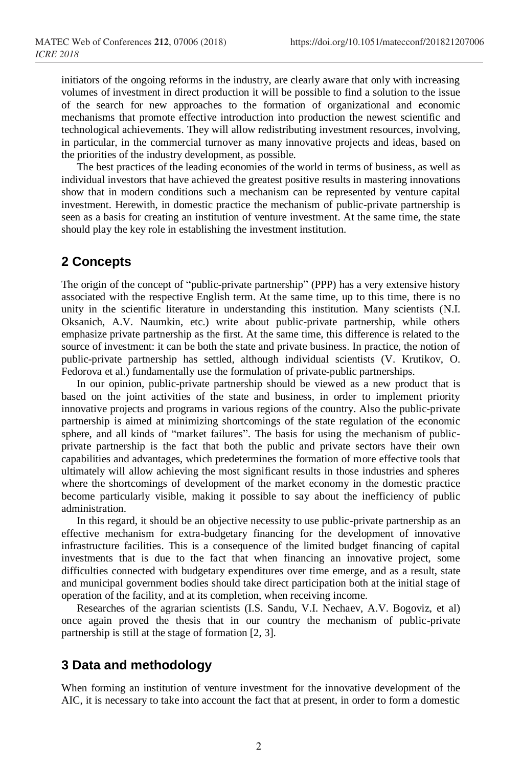initiators of the ongoing reforms in the industry, are clearly aware that only with increasing volumes of investment in direct production it will be possible to find a solution to the issue of the search for new approaches to the formation of organizational and economic mechanisms that promote effective introduction into production the newest scientific and technological achievements. They will allow redistributing investment resources, involving, in particular, in the commercial turnover as many innovative projects and ideas, based on the priorities of the industry development, as possible.

The best practices of the leading economies of the world in terms of business, as well as individual investors that have achieved the greatest positive results in mastering innovations show that in modern conditions such a mechanism can be represented by venture capital investment. Herewith, in domestic practice the mechanism of public-private partnership is seen as a basis for creating an institution of venture investment. At the same time, the state should play the key role in establishing the investment institution.

## 2 Concepts

The origin of the concept of "public-private partnership" (PPP) has a very extensive history associated with the respective English term. At the same time, up to this time, there is no unity in the scientific literature in understanding this institution. Many scientists (N.I. Oksanich, A.V. Naumkin, etc.) write about public-private partnership, while others emphasize private partnership as the first. At the same time, this difference is related to the source of investment: it can be both the state and private business. In practice, the notion of public-private partnership has settled, although individual scientists (V. Krutikov, O. Fedorova et al.) fundamentally use the formulation of private-public partnerships.

In our opinion, public-private partnership should be viewed as a new product that is based on the joint activities of the state and business, in order to implement priority innovative projects and programs in various regions of the country. Also the public-private partnership is aimed at minimizing shortcomings of the state regulation of the economic sphere, and all kinds of "market failures". The basis for using the mechanism of public-private partnership is the fact that both the public and private sectors have their own capabilities and advantages, which predetermines the formation of more effective tools that ultimately will allow achieving the most significant results in those industries and spheres where the shortcomings of development of the market economy in the domestic practice become particularly visible, making it possible to say about the inefficiency of public administration.

In this regard, it should be an objective necessity to use public-private partnership as an effective mechanism for extra-budgetary financing for the development of innovative infrastructure facilities. This is a consequence of the limited budget financing of capital investments that is due to the fact that when financing an innovative project, some difficulties connected with budgetary expenditures over time emerge, and as a result, state and municipal government bodies should take direct participation both at the initial stage of operation of the facility, and at its completion, when receiving income.

Researches of the agrarian scientists (I.S. Sandu, V.I. Nechaev, A.V. Bogoviz, et al) once again proved the thesis that in our country the mechanism of public-private partnership is still at the stage of formation [2, 3].

## 3 Data and methodology

When forming an institution of venture investment for the innovative development of the AIC, it is necessary to take into account the fact that at present, in order to form a domestic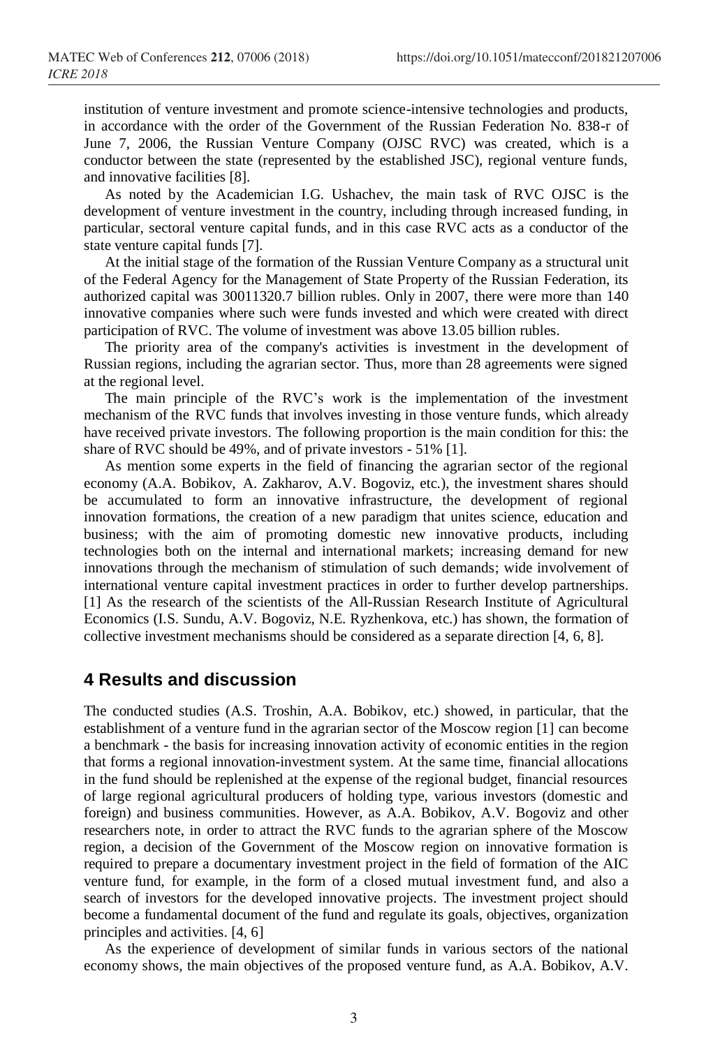institution of venture investment and promote science-intensive technologies and products, in accordance with the order of the Government of the Russian Federation No. 838-r of June 7, 2006, the Russian Venture Company (OJSC RVC) was created, which is a conductor between the state (represented by the established JSC), regional venture funds, and innovative facilities [8].

As noted by the Academician I.G. Ushachev, the main task of RVC OJSC is the development of venture investment in the country, including through increased funding, in particular, sectoral venture capital funds, and in this case RVC acts as a conductor of the state venture capital funds [7].

At the initial stage of the formation of the Russian Venture Company as a structural unit of the Federal Agency for the Management of State Property of the Russian Federation, its authorized capital was 30011320.7 billion rubles. Only in 2007, there were more than 140 innovative companies where such were funds invested and which were created with direct participation of RVC. The volume of investment was above 13.05 billion rubles.

The priority area of the company's activities is investment in the development of Russian regions, including the agrarian sector. Thus, more than 28 agreements were signed at the regional level.

The main principle of the RVC's work is the implementation of the investment mechanism of the RVC funds that involves investing in those venture funds, which already have received private investors. The following proportion is the main condition for this: the share of RVC should be 49%, and of private investors - 51% [1].

As mention some experts in the field of financing the agrarian sector of the regional economy (A.A. Bobikov, A. Zakharov, A.V. Bogoviz, etc.), the investment shares should be accumulated to form an innovative infrastructure, the development of regional innovation formations, the creation of a new paradigm that unites science, education and business; with the aim of promoting domestic new innovative products, including technologies both on the internal and international markets; increasing demand for new innovations through the mechanism of stimulation of such demands; wide involvement of international venture capital investment practices in order to further develop partnerships. [1] As the research of the scientists of the All-Russian Research Institute of Agricultural Economics (I.S. Sundu, A.V. Bogoviz, N.E. Ryzhenkova, etc.) has shown, the formation of collective investment mechanisms should be considered as a separate direction [4, 6, 8].

## 4 Results and discussion

The conducted studies (A.S. Troshin, A.A. Bobikov, etc.) showed, in particular, that the establishment of a venture fund in the agrarian sector of the Moscow region [1] can become a benchmark - the basis for increasing innovation activity of economic entities in the region that forms a regional innovation-investment system. At the same time, financial allocations in the fund should be replenished at the expense of the regional budget, financial resources of large regional agricultural producers of holding type, various investors (domestic and foreign) and business communities. However, as A.A. Bobikov, A.V. Bogoviz and other researchers note, in order to attract the RVC funds to the agrarian sphere of the Moscow region, a decision of the Government of the Moscow region on innovative formation is required to prepare a documentary investment project in the field of formation of the AIC venture fund, for example, in the form of a closed mutual investment fund, and also a search of investors for the developed innovative projects. The investment project should become a fundamental document of the fund and regulate its goals, objectives, organization principles and activities. [4, 6]

As the experience of development of similar funds in various sectors of the national economy shows, the main objectives of the proposed venture fund, as A.A. Bobikov, A.V.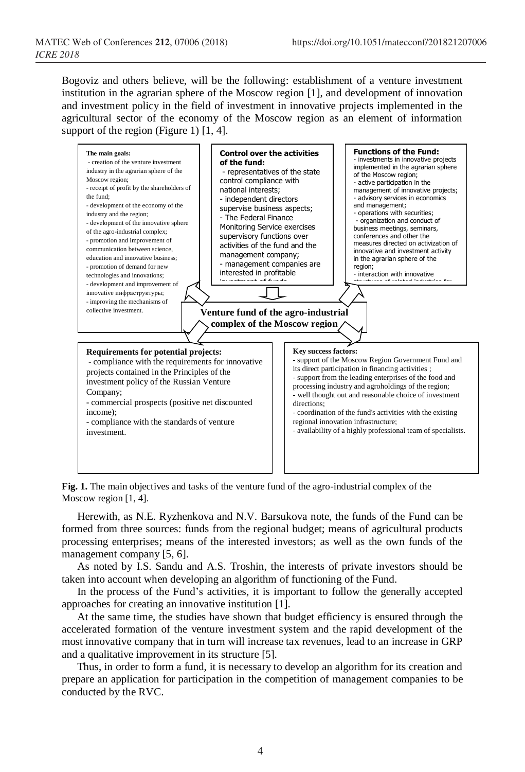Bogoviz and others believe, will be the following: establishment of a venture investment institution in the agrarian sphere of the Moscow region [1], and development of innovation and investment policy in the field of investment in innovative projects implemented in the agricultural sector of the economy of the Moscow region as an element of information support of the region (Figure 1) [1, 4].

**The main goals:**
- creation of the venture investment industry in the agrarian sphere of the Moscow region;
- receipt of profit by the shareholders of the fund;
- development of the economy of the industry and the region;
- development of the innovative sphere of the agro-industrial complex;
- promotion and improvement of communication between science, education and innovative business;
- promotion of demand for new technologies and innovations;
- development and improvement of innovative инфраструктуры;
- improving the mechanisms of collective investment.

**Control over the activities of the fund:**
- representatives of the state control compliance with national interests;
- independent directors supervise business aspects;
- The Federal Finance Monitoring Service exercises supervisory functions over activities of the fund and the management company;
- management companies are interested in profitable investment of funds

**Functions of the Fund:**
- investments in innovative projects implemented in the agrarian sphere of the Moscow region;
- active participation in the management of innovative projects;
- advisory services in economics and management;
- operations with securities;
- organization and conduct of business meetings, seminars, conferences and other the measures directed on activization of innovative and investment activity in the agrarian sphere of the region;
- interaction with innovative structures of related industries for

**Venture fund of the agro-industrial complex of the Moscow region**

**Requirements for potential projects:**
- compliance with the requirements for innovative projects contained in the Principles of the investment policy of the Russian Venture Company;
- commercial prospects (positive net discounted income);
- compliance with the standards of venture investment.

**Key success factors:**
- support of the Moscow Region Government Fund and its direct participation in financing activities ;
- support from the leading enterprises of the food and processing industry and agroholdings of the region;
- well thought out and reasonable choice of investment directions;
- coordination of the fund's activities with the existing regional innovation infrastructure;
- availability of a highly professional team of specialists.

**Fig. 1.** The main objectives and tasks of the venture fund of the agro-industrial complex of the Moscow region [1, 4].

Herewith, as N.E. Ryzhenkova and N.V. Barsukova note, the funds of the Fund can be formed from three sources: funds from the regional budget; means of agricultural products processing enterprises; means of the interested investors; as well as the own funds of the management company [5, 6].

As noted by I.S. Sandu and A.S. Troshin, the interests of private investors should be taken into account when developing an algorithm of functioning of the Fund.

In the process of the Fund's activities, it is important to follow the generally accepted approaches for creating an innovative institution [1].

At the same time, the studies have shown that budget efficiency is ensured through the accelerated formation of the venture investment system and the rapid development of the most innovative company that in turn will increase tax revenues, lead to an increase in GRP and a qualitative improvement in its structure [5].

Thus, in order to form a fund, it is necessary to develop an algorithm for its creation and prepare an application for participation in the competition of management companies to be conducted by the RVC.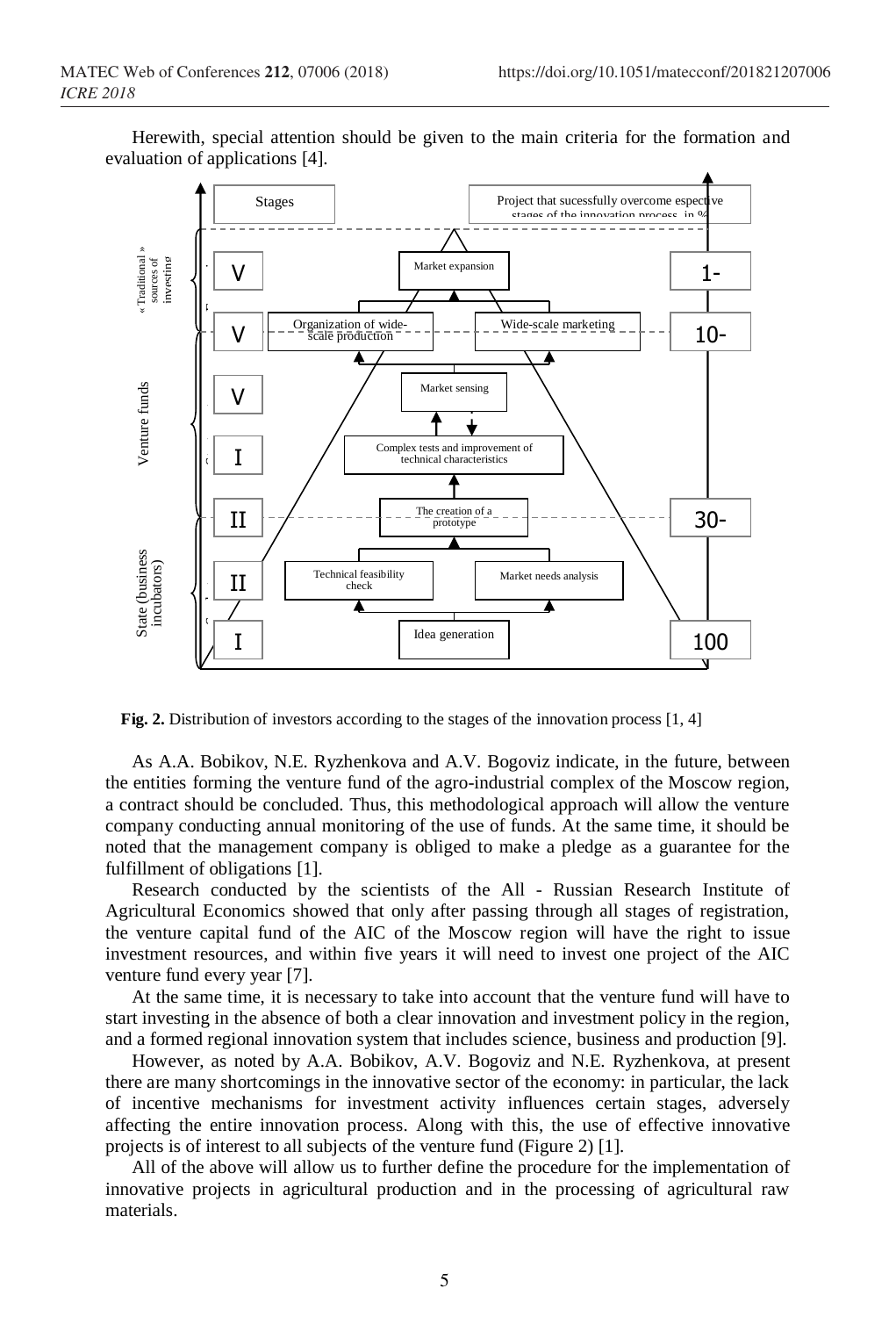Herewith, special attention should be given to the main criteria for the formation and evaluation of applications [4].

Stages

Project that sucessfully overcome espective stages of the innovation process, in %

« Traditional » sources of investing

V — Market expansion — 1-

V — Organization of wide-scale production; Wide-scale marketing — 10-

Venture funds

V — Market sensing

I — Complex tests and improvement of technical characteristics

II — The creation of a prototype — 30-

State (business incubators)

II — Technical feasibility check; Market needs analysis

I — Idea generation — 100

**Fig. 2.** Distribution of investors according to the stages of the innovation process [1, 4]

As A.A. Bobikov, N.E. Ryzhenkova and A.V. Bogoviz indicate, in the future, between the entities forming the venture fund of the agro-industrial complex of the Moscow region, a contract should be concluded. Thus, this methodological approach will allow the venture company conducting annual monitoring of the use of funds. At the same time, it should be noted that the management company is obliged to make a pledge as a guarantee for the fulfillment of obligations [1].

Research conducted by the scientists of the All - Russian Research Institute of Agricultural Economics showed that only after passing through all stages of registration, the venture capital fund of the AIC of the Moscow region will have the right to issue investment resources, and within five years it will need to invest one project of the AIC venture fund every year [7].

At the same time, it is necessary to take into account that the venture fund will have to start investing in the absence of both a clear innovation and investment policy in the region, and a formed regional innovation system that includes science, business and production [9].

However, as noted by A.A. Bobikov, A.V. Bogoviz and N.E. Ryzhenkova, at present there are many shortcomings in the innovative sector of the economy: in particular, the lack of incentive mechanisms for investment activity influences certain stages, adversely affecting the entire innovation process. Along with this, the use of effective innovative projects is of interest to all subjects of the venture fund (Figure 2) [1].

All of the above will allow us to further define the procedure for the implementation of innovative projects in agricultural production and in the processing of agricultural raw materials.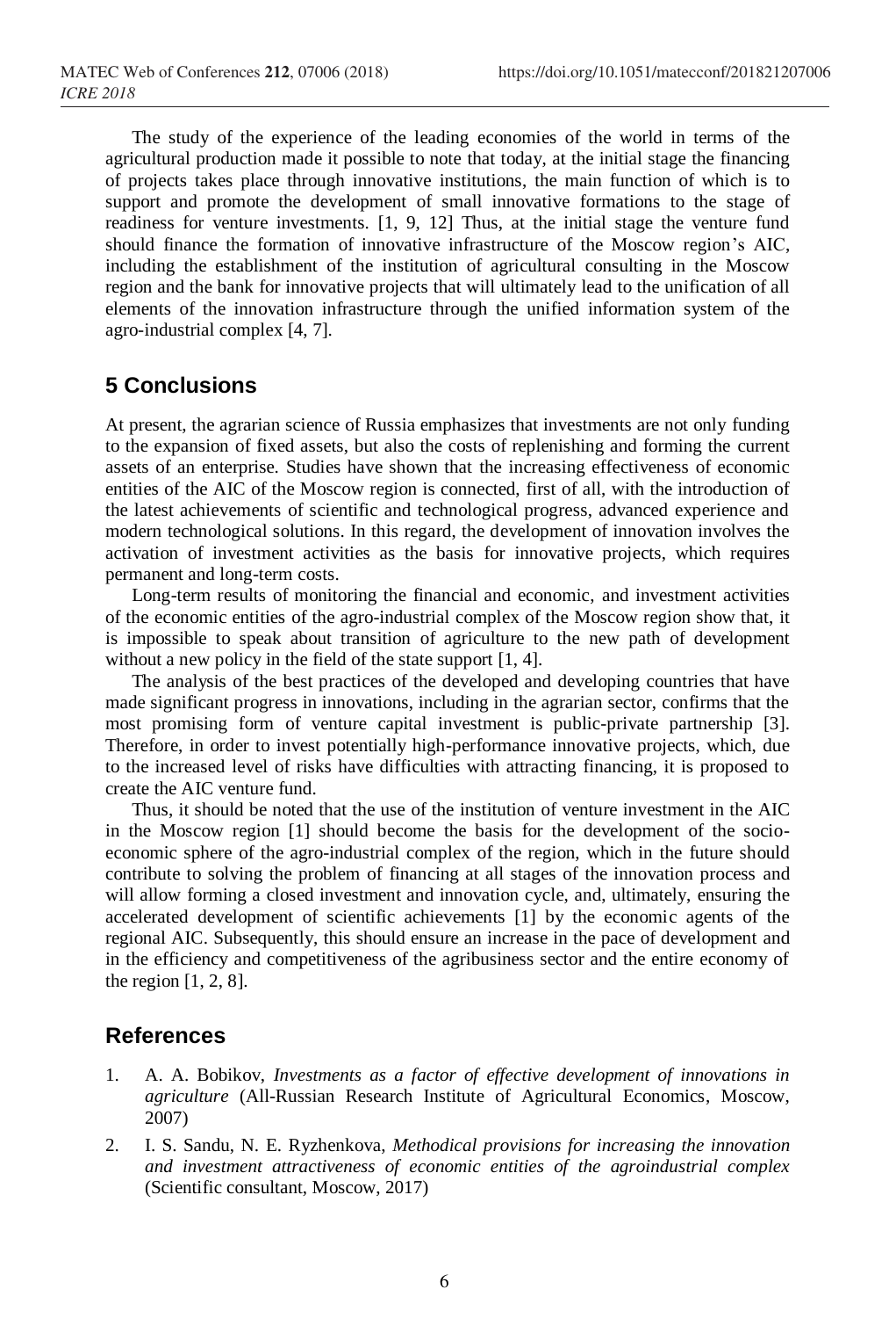The study of the experience of the leading economies of the world in terms of the agricultural production made it possible to note that today, at the initial stage the financing of projects takes place through innovative institutions, the main function of which is to support and promote the development of small innovative formations to the stage of readiness for venture investments. [1, 9, 12] Thus, at the initial stage the venture fund should finance the formation of innovative infrastructure of the Moscow region's AIC, including the establishment of the institution of agricultural consulting in the Moscow region and the bank for innovative projects that will ultimately lead to the unification of all elements of the innovation infrastructure through the unified information system of the agro-industrial complex [4, 7].

## 5 Conclusions

At present, the agrarian science of Russia emphasizes that investments are not only funding to the expansion of fixed assets, but also the costs of replenishing and forming the current assets of an enterprise. Studies have shown that the increasing effectiveness of economic entities of the AIC of the Moscow region is connected, first of all, with the introduction of the latest achievements of scientific and technological progress, advanced experience and modern technological solutions. In this regard, the development of innovation involves the activation of investment activities as the basis for innovative projects, which requires permanent and long-term costs.

Long-term results of monitoring the financial and economic, and investment activities of the economic entities of the agro-industrial complex of the Moscow region show that, it is impossible to speak about transition of agriculture to the new path of development without a new policy in the field of the state support [1, 4].

The analysis of the best practices of the developed and developing countries that have made significant progress in innovations, including in the agrarian sector, confirms that the most promising form of venture capital investment is public-private partnership [3]. Therefore, in order to invest potentially high-performance innovative projects, which, due to the increased level of risks have difficulties with attracting financing, it is proposed to create the AIC venture fund.

Thus, it should be noted that the use of the institution of venture investment in the AIC in the Moscow region [1] should become the basis for the development of the socio-economic sphere of the agro-industrial complex of the region, which in the future should contribute to solving the problem of financing at all stages of the innovation process and will allow forming a closed investment and innovation cycle, and, ultimately, ensuring the accelerated development of scientific achievements [1] by the economic agents of the regional AIC. Subsequently, this should ensure an increase in the pace of development and in the efficiency and competitiveness of the agribusiness sector and the entire economy of the region [1, 2, 8].

## References

1. A. A. Bobikov, *Investments as a factor of effective development of innovations in agriculture* (All-Russian Research Institute of Agricultural Economics, Moscow, 2007)
2. I. S. Sandu, N. E. Ryzhenkova, *Methodical provisions for increasing the innovation and investment attractiveness of economic entities of the agroindustrial complex* (Scientific consultant, Moscow, 2017)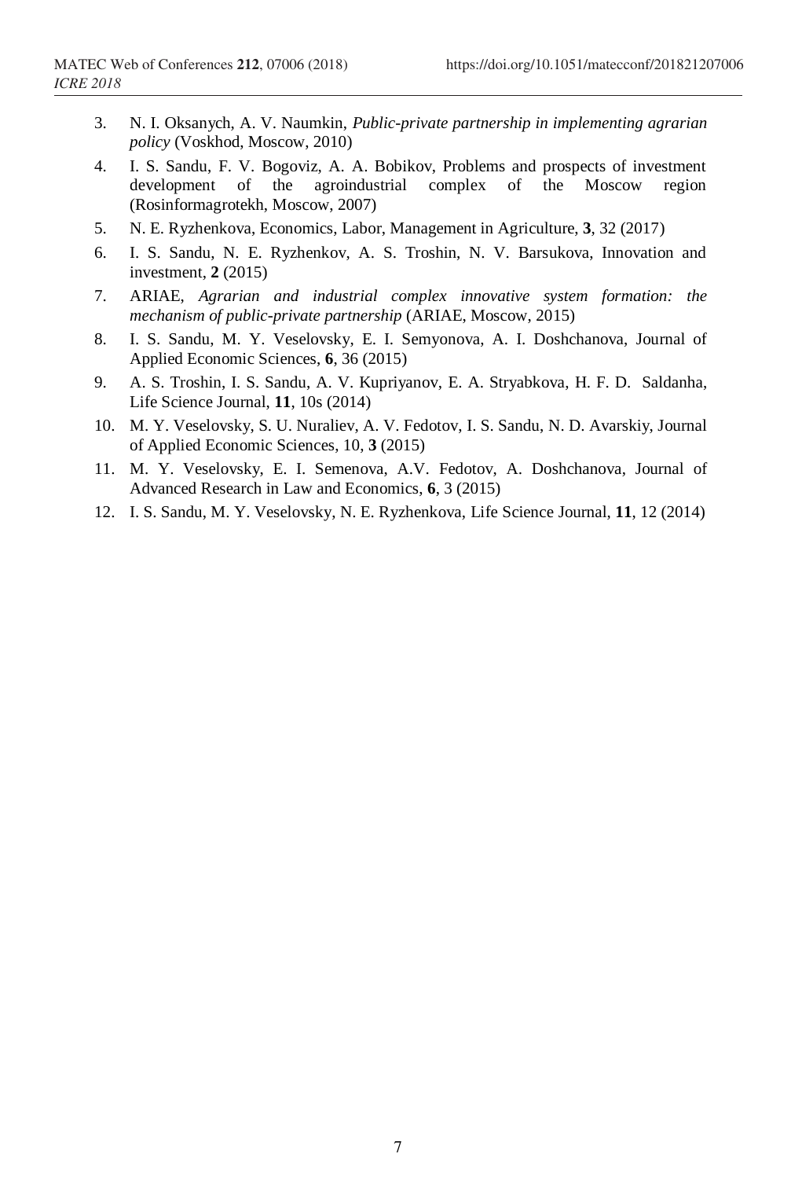3. N. I. Oksanych, A. V. Naumkin, *Public-private partnership in implementing agrarian policy* (Voskhod, Moscow, 2010)
4. I. S. Sandu, F. V. Bogoviz, A. A. Bobikov, Problems and prospects of investment development of the agroindustrial complex of the Moscow region (Rosinformagrotekh, Moscow, 2007)
5. N. E. Ryzhenkova, Economics, Labor, Management in Agriculture, **3**, 32 (2017)
6. I. S. Sandu, N. E. Ryzhenkov, A. S. Troshin, N. V. Barsukova, Innovation and investment, **2** (2015)
7. ARIAE, *Agrarian and industrial complex innovative system formation: the mechanism of public-private partnership* (ARIAE, Moscow, 2015)
8. I. S. Sandu, M. Y. Veselovsky, E. I. Semyonova, A. I. Doshchanova, Journal of Applied Economic Sciences, **6**, 36 (2015)
9. A. S. Troshin, I. S. Sandu, A. V. Kupriyanov, E. A. Stryabkova, H. F. D. Saldanha, Life Science Journal, **11**, 10s (2014)
10. M. Y. Veselovsky, S. U. Nuraliev, A. V. Fedotov, I. S. Sandu, N. D. Avarskiy, Journal of Applied Economic Sciences, 10, **3** (2015)
11. M. Y. Veselovsky, E. I. Semenova, A.V. Fedotov, A. Doshchanova, Journal of Advanced Research in Law and Economics, **6**, 3 (2015)
12. I. S. Sandu, M. Y. Veselovsky, N. E. Ryzhenkova, Life Science Journal, **11**, 12 (2014)